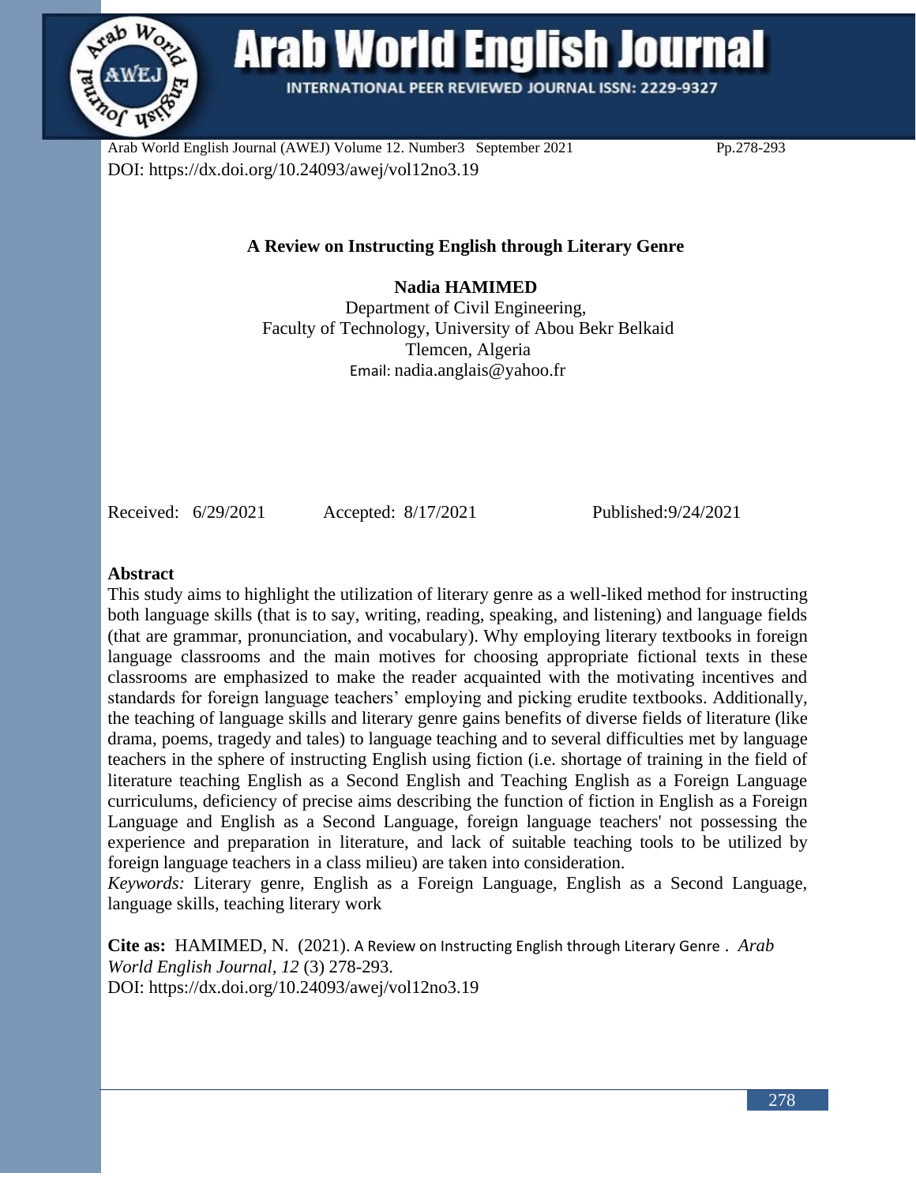# A Review on Instructing English through Literary Genre

**Nadia HAMIMED**
Department of Civil Engineering,
Faculty of Technology, University of Abou Bekr Belkaid
Tlemcen, Algeria
Email: nadia.anglais@yahoo.fr

Received: 6/29/2021 Accepted: 8/17/2021 Published:9/24/2021

## Abstract

This study aims to highlight the utilization of literary genre as a well-liked method for instructing both language skills (that is to say, writing, reading, speaking, and listening) and language fields (that are grammar, pronunciation, and vocabulary). Why employing literary textbooks in foreign language classrooms and the main motives for choosing appropriate fictional texts in these classrooms are emphasized to make the reader acquainted with the motivating incentives and standards for foreign language teachers' employing and picking erudite textbooks. Additionally, the teaching of language skills and literary genre gains benefits of diverse fields of literature (like drama, poems, tragedy and tales) to language teaching and to several difficulties met by language teachers in the sphere of instructing English using fiction (i.e. shortage of training in the field of literature teaching English as a Second English and Teaching English as a Foreign Language curriculums, deficiency of precise aims describing the function of fiction in English as a Foreign Language and English as a Second Language, foreign language teachers' not possessing the experience and preparation in literature, and lack of suitable teaching tools to be utilized by foreign language teachers in a class milieu) are taken into consideration.

*Keywords:* Literary genre, English as a Foreign Language, English as a Second Language, language skills, teaching literary work

**Cite as:** HAMIMED, N. (2021). A Review on Instructing English through Literary Genre . *Arab World English Journal*, *12* (3) 278-293.
DOI: https://dx.doi.org/10.24093/awej/vol12no3.19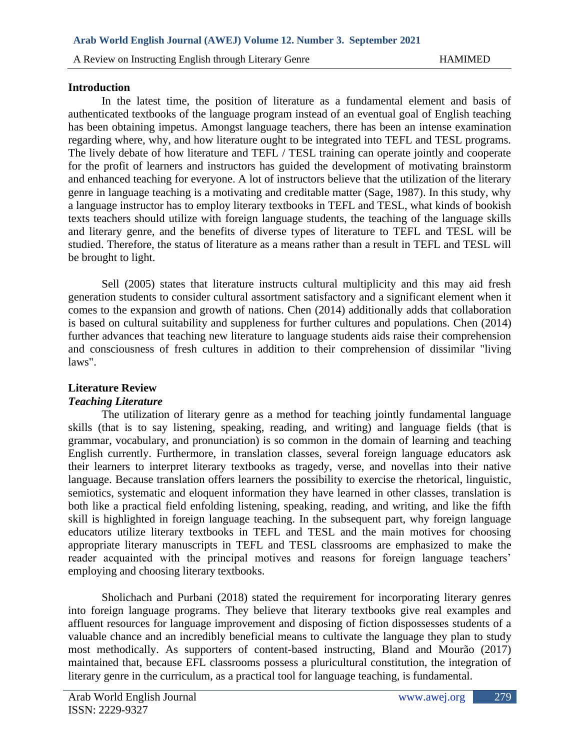## Introduction

In the latest time, the position of literature as a fundamental element and basis of authenticated textbooks of the language program instead of an eventual goal of English teaching has been obtaining impetus. Amongst language teachers, there has been an intense examination regarding where, why, and how literature ought to be integrated into TEFL and TESL programs. The lively debate of how literature and TEFL / TESL training can operate jointly and cooperate for the profit of learners and instructors has guided the development of motivating brainstorm and enhanced teaching for everyone. A lot of instructors believe that the utilization of the literary genre in language teaching is a motivating and creditable matter (Sage, 1987). In this study, why a language instructor has to employ literary textbooks in TEFL and TESL, what kinds of bookish texts teachers should utilize with foreign language students, the teaching of the language skills and literary genre, and the benefits of diverse types of literature to TEFL and TESL will be studied. Therefore, the status of literature as a means rather than a result in TEFL and TESL will be brought to light.

Sell (2005) states that literature instructs cultural multiplicity and this may aid fresh generation students to consider cultural assortment satisfactory and a significant element when it comes to the expansion and growth of nations. Chen (2014) additionally adds that collaboration is based on cultural suitability and suppleness for further cultures and populations. Chen (2014) further advances that teaching new literature to language students aids raise their comprehension and consciousness of fresh cultures in addition to their comprehension of dissimilar "living laws".

## Literature Review

### *Teaching Literature*

The utilization of literary genre as a method for teaching jointly fundamental language skills (that is to say listening, speaking, reading, and writing) and language fields (that is grammar, vocabulary, and pronunciation) is so common in the domain of learning and teaching English currently. Furthermore, in translation classes, several foreign language educators ask their learners to interpret literary textbooks as tragedy, verse, and novellas into their native language. Because translation offers learners the possibility to exercise the rhetorical, linguistic, semiotics, systematic and eloquent information they have learned in other classes, translation is both like a practical field enfolding listening, speaking, reading, and writing, and like the fifth skill is highlighted in foreign language teaching. In the subsequent part, why foreign language educators utilize literary textbooks in TEFL and TESL and the main motives for choosing appropriate literary manuscripts in TEFL and TESL classrooms are emphasized to make the reader acquainted with the principal motives and reasons for foreign language teachers' employing and choosing literary textbooks.

Sholichach and Purbani (2018) stated the requirement for incorporating literary genres into foreign language programs. They believe that literary textbooks give real examples and affluent resources for language improvement and disposing of fiction dispossesses students of a valuable chance and an incredibly beneficial means to cultivate the language they plan to study most methodically. As supporters of content-based instructing, Bland and Mourão (2017) maintained that, because EFL classrooms possess a pluricultural constitution, the integration of literary genre in the curriculum, as a practical tool for language teaching, is fundamental.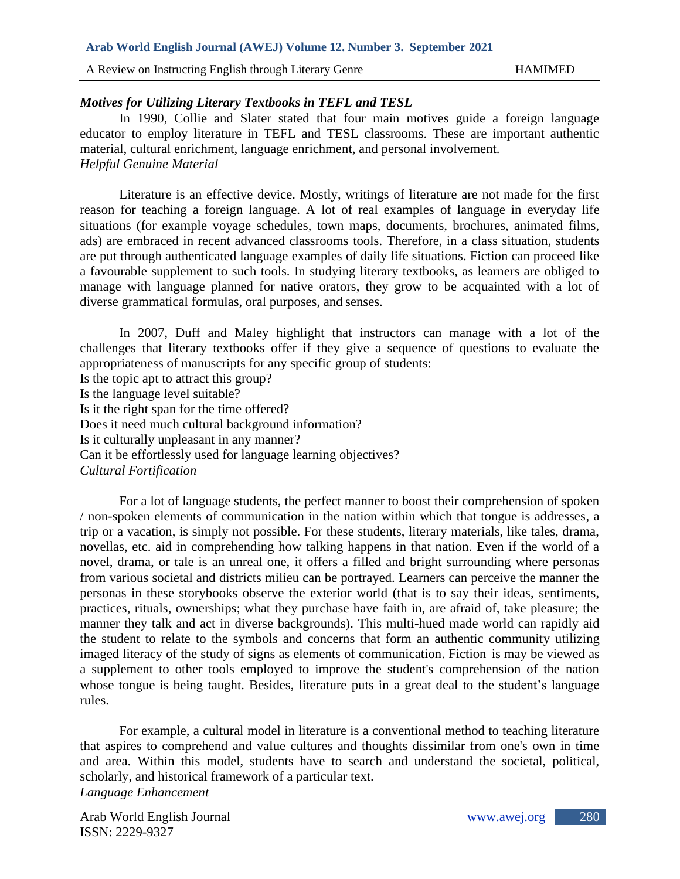### *Motives for Utilizing Literary Textbooks in TEFL and TESL*

In 1990, Collie and Slater stated that four main motives guide a foreign language educator to employ literature in TEFL and TESL classrooms. These are important authentic material, cultural enrichment, language enrichment, and personal involvement.

#### *Helpful Genuine Material*

Literature is an effective device. Mostly, writings of literature are not made for the first reason for teaching a foreign language. A lot of real examples of language in everyday life situations (for example voyage schedules, town maps, documents, brochures, animated films, ads) are embraced in recent advanced classrooms tools. Therefore, in a class situation, students are put through authenticated language examples of daily life situations. Fiction can proceed like a favourable supplement to such tools. In studying literary textbooks, as learners are obliged to manage with language planned for native orators, they grow to be acquainted with a lot of diverse grammatical formulas, oral purposes, and senses.

In 2007, Duff and Maley highlight that instructors can manage with a lot of the challenges that literary textbooks offer if they give a sequence of questions to evaluate the appropriateness of manuscripts for any specific group of students:

Is the topic apt to attract this group?
Is the language level suitable?
Is it the right span for the time offered?
Does it need much cultural background information?
Is it culturally unpleasant in any manner?
Can it be effortlessly used for language learning objectives?

#### *Cultural Fortification*

For a lot of language students, the perfect manner to boost their comprehension of spoken / non-spoken elements of communication in the nation within which that tongue is addresses, a trip or a vacation, is simply not possible. For these students, literary materials, like tales, drama, novellas, etc. aid in comprehending how talking happens in that nation. Even if the world of a novel, drama, or tale is an unreal one, it offers a filled and bright surrounding where personas from various societal and districts milieu can be portrayed. Learners can perceive the manner the personas in these storybooks observe the exterior world (that is to say their ideas, sentiments, practices, rituals, ownerships; what they purchase have faith in, are afraid of, take pleasure; the manner they talk and act in diverse backgrounds). This multi-hued made world can rapidly aid the student to relate to the symbols and concerns that form an authentic community utilizing imaged literacy of the study of signs as elements of communication. Fiction is may be viewed as a supplement to other tools employed to improve the student's comprehension of the nation whose tongue is being taught. Besides, literature puts in a great deal to the student's language rules.

For example, a cultural model in literature is a conventional method to teaching literature that aspires to comprehend and value cultures and thoughts dissimilar from one's own in time and area. Within this model, students have to search and understand the societal, political, scholarly, and historical framework of a particular text.

#### *Language Enhancement*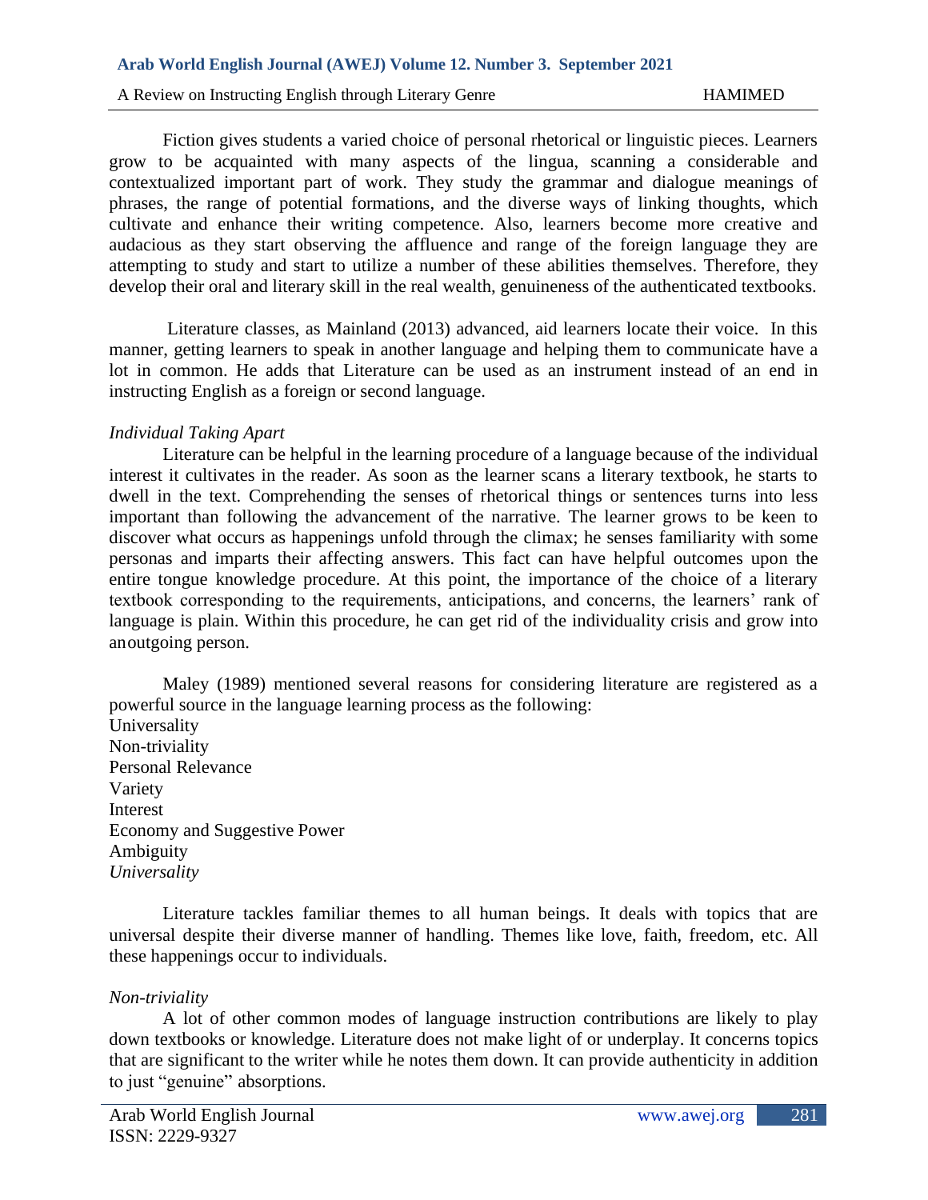Fiction gives students a varied choice of personal rhetorical or linguistic pieces. Learners grow to be acquainted with many aspects of the lingua, scanning a considerable and contextualized important part of work. They study the grammar and dialogue meanings of phrases, the range of potential formations, and the diverse ways of linking thoughts, which cultivate and enhance their writing competence. Also, learners become more creative and audacious as they start observing the affluence and range of the foreign language they are attempting to study and start to utilize a number of these abilities themselves. Therefore, they develop their oral and literary skill in the real wealth, genuineness of the authenticated textbooks.

Literature classes, as Mainland (2013) advanced, aid learners locate their voice. In this manner, getting learners to speak in another language and helping them to communicate have a lot in common. He adds that Literature can be used as an instrument instead of an end in instructing English as a foreign or second language.

*Individual Taking Apart*

Literature can be helpful in the learning procedure of a language because of the individual interest it cultivates in the reader. As soon as the learner scans a literary textbook, he starts to dwell in the text. Comprehending the senses of rhetorical things or sentences turns into less important than following the advancement of the narrative. The learner grows to be keen to discover what occurs as happenings unfold through the climax; he senses familiarity with some personas and imparts their affecting answers. This fact can have helpful outcomes upon the entire tongue knowledge procedure. At this point, the importance of the choice of a literary textbook corresponding to the requirements, anticipations, and concerns, the learners' rank of language is plain. Within this procedure, he can get rid of the individuality crisis and grow into anoutgoing person.

Maley (1989) mentioned several reasons for considering literature are registered as a powerful source in the language learning process as the following:

Universality
Non-triviality
Personal Relevance
Variety
Interest
Economy and Suggestive Power
Ambiguity

*Universality*

Literature tackles familiar themes to all human beings. It deals with topics that are universal despite their diverse manner of handling. Themes like love, faith, freedom, etc. All these happenings occur to individuals.

*Non-triviality*

A lot of other common modes of language instruction contributions are likely to play down textbooks or knowledge. Literature does not make light of or underplay. It concerns topics that are significant to the writer while he notes them down. It can provide authenticity in addition to just "genuine" absorptions.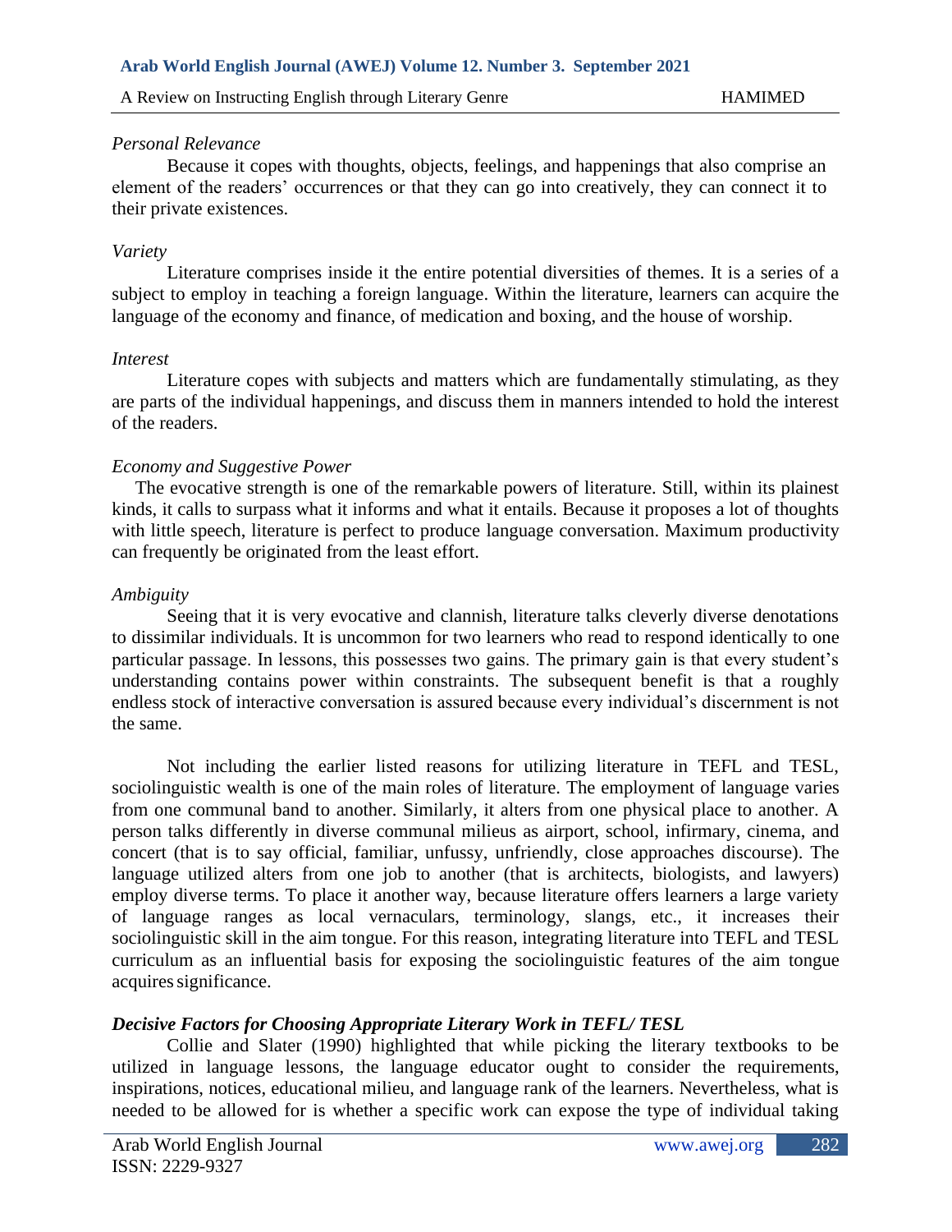*Personal Relevance*

Because it copes with thoughts, objects, feelings, and happenings that also comprise an element of the readers' occurrences or that they can go into creatively, they can connect it to their private existences.

*Variety*

Literature comprises inside it the entire potential diversities of themes. It is a series of a subject to employ in teaching a foreign language. Within the literature, learners can acquire the language of the economy and finance, of medication and boxing, and the house of worship.

*Interest*

Literature copes with subjects and matters which are fundamentally stimulating, as they are parts of the individual happenings, and discuss them in manners intended to hold the interest of the readers.

*Economy and Suggestive Power*

The evocative strength is one of the remarkable powers of literature. Still, within its plainest kinds, it calls to surpass what it informs and what it entails. Because it proposes a lot of thoughts with little speech, literature is perfect to produce language conversation. Maximum productivity can frequently be originated from the least effort.

*Ambiguity*

Seeing that it is very evocative and clannish, literature talks cleverly diverse denotations to dissimilar individuals. It is uncommon for two learners who read to respond identically to one particular passage. In lessons, this possesses two gains. The primary gain is that every student's understanding contains power within constraints. The subsequent benefit is that a roughly endless stock of interactive conversation is assured because every individual's discernment is not the same.

Not including the earlier listed reasons for utilizing literature in TEFL and TESL, sociolinguistic wealth is one of the main roles of literature. The employment of language varies from one communal band to another. Similarly, it alters from one physical place to another. A person talks differently in diverse communal milieus as airport, school, infirmary, cinema, and concert (that is to say official, familiar, unfussy, unfriendly, close approaches discourse). The language utilized alters from one job to another (that is architects, biologists, and lawyers) employ diverse terms. To place it another way, because literature offers learners a large variety of language ranges as local vernaculars, terminology, slangs, etc., it increases their sociolinguistic skill in the aim tongue. For this reason, integrating literature into TEFL and TESL curriculum as an influential basis for exposing the sociolinguistic features of the aim tongue acquires significance.

***Decisive Factors for Choosing Appropriate Literary Work in TEFL/ TESL***

Collie and Slater (1990) highlighted that while picking the literary textbooks to be utilized in language lessons, the language educator ought to consider the requirements, inspirations, notices, educational milieu, and language rank of the learners. Nevertheless, what is needed to be allowed for is whether a specific work can expose the type of individual taking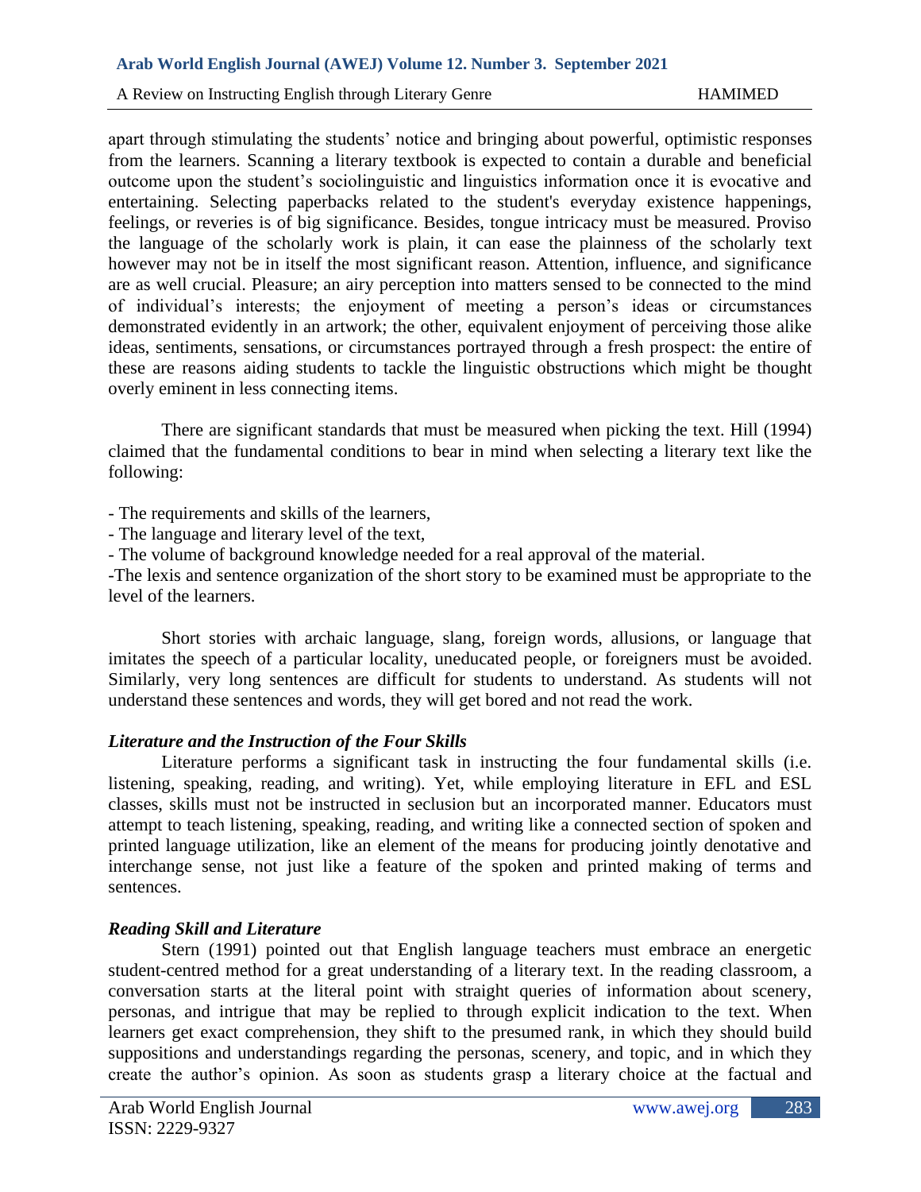apart through stimulating the students' notice and bringing about powerful, optimistic responses from the learners. Scanning a literary textbook is expected to contain a durable and beneficial outcome upon the student's sociolinguistic and linguistics information once it is evocative and entertaining. Selecting paperbacks related to the student's everyday existence happenings, feelings, or reveries is of big significance. Besides, tongue intricacy must be measured. Proviso the language of the scholarly work is plain, it can ease the plainness of the scholarly text however may not be in itself the most significant reason. Attention, influence, and significance are as well crucial. Pleasure; an airy perception into matters sensed to be connected to the mind of individual's interests; the enjoyment of meeting a person's ideas or circumstances demonstrated evidently in an artwork; the other, equivalent enjoyment of perceiving those alike ideas, sentiments, sensations, or circumstances portrayed through a fresh prospect: the entire of these are reasons aiding students to tackle the linguistic obstructions which might be thought overly eminent in less connecting items.

There are significant standards that must be measured when picking the text. Hill (1994) claimed that the fundamental conditions to bear in mind when selecting a literary text like the following:

- The requirements and skills of the learners,
- The language and literary level of the text,
- The volume of background knowledge needed for a real approval of the material.
- The lexis and sentence organization of the short story to be examined must be appropriate to the level of the learners.

Short stories with archaic language, slang, foreign words, allusions, or language that imitates the speech of a particular locality, uneducated people, or foreigners must be avoided. Similarly, very long sentences are difficult for students to understand. As students will not understand these sentences and words, they will get bored and not read the work.

### *Literature and the Instruction of the Four Skills*

Literature performs a significant task in instructing the four fundamental skills (i.e. listening, speaking, reading, and writing). Yet, while employing literature in EFL and ESL classes, skills must not be instructed in seclusion but an incorporated manner. Educators must attempt to teach listening, speaking, reading, and writing like a connected section of spoken and printed language utilization, like an element of the means for producing jointly denotative and interchange sense, not just like a feature of the spoken and printed making of terms and sentences.

### *Reading Skill and Literature*

Stern (1991) pointed out that English language teachers must embrace an energetic student-centred method for a great understanding of a literary text. In the reading classroom, a conversation starts at the literal point with straight queries of information about scenery, personas, and intrigue that may be replied to through explicit indication to the text. When learners get exact comprehension, they shift to the presumed rank, in which they should build suppositions and understandings regarding the personas, scenery, and topic, and in which they create the author's opinion. As soon as students grasp a literary choice at the factual and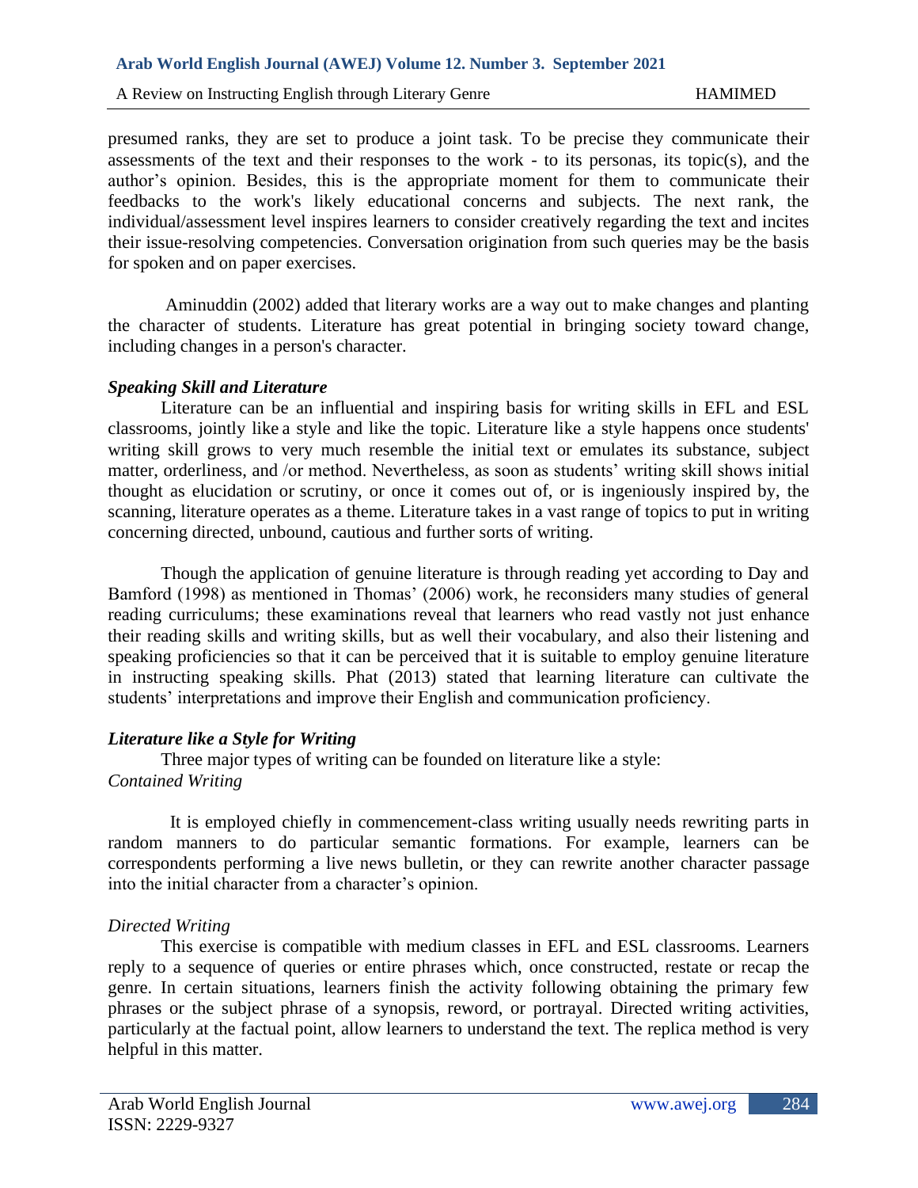presumed ranks, they are set to produce a joint task. To be precise they communicate their assessments of the text and their responses to the work - to its personas, its topic(s), and the author's opinion. Besides, this is the appropriate moment for them to communicate their feedbacks to the work's likely educational concerns and subjects. The next rank, the individual/assessment level inspires learners to consider creatively regarding the text and incites their issue-resolving competencies. Conversation origination from such queries may be the basis for spoken and on paper exercises.

Aminuddin (2002) added that literary works are a way out to make changes and planting the character of students. Literature has great potential in bringing society toward change, including changes in a person's character.

### *Speaking Skill and Literature*

Literature can be an influential and inspiring basis for writing skills in EFL and ESL classrooms, jointly like a style and like the topic. Literature like a style happens once students' writing skill grows to very much resemble the initial text or emulates its substance, subject matter, orderliness, and /or method. Nevertheless, as soon as students' writing skill shows initial thought as elucidation or scrutiny, or once it comes out of, or is ingeniously inspired by, the scanning, literature operates as a theme. Literature takes in a vast range of topics to put in writing concerning directed, unbound, cautious and further sorts of writing.

Though the application of genuine literature is through reading yet according to Day and Bamford (1998) as mentioned in Thomas' (2006) work, he reconsiders many studies of general reading curriculums; these examinations reveal that learners who read vastly not just enhance their reading skills and writing skills, but as well their vocabulary, and also their listening and speaking proficiencies so that it can be perceived that it is suitable to employ genuine literature in instructing speaking skills. Phat (2013) stated that learning literature can cultivate the students' interpretations and improve their English and communication proficiency.

### *Literature like a Style for Writing*

Three major types of writing can be founded on literature like a style:

*Contained Writing*

It is employed chiefly in commencement-class writing usually needs rewriting parts in random manners to do particular semantic formations. For example, learners can be correspondents performing a live news bulletin, or they can rewrite another character passage into the initial character from a character's opinion.

*Directed Writing*

This exercise is compatible with medium classes in EFL and ESL classrooms. Learners reply to a sequence of queries or entire phrases which, once constructed, restate or recap the genre. In certain situations, learners finish the activity following obtaining the primary few phrases or the subject phrase of a synopsis, reword, or portrayal. Directed writing activities, particularly at the factual point, allow learners to understand the text. The replica method is very helpful in this matter.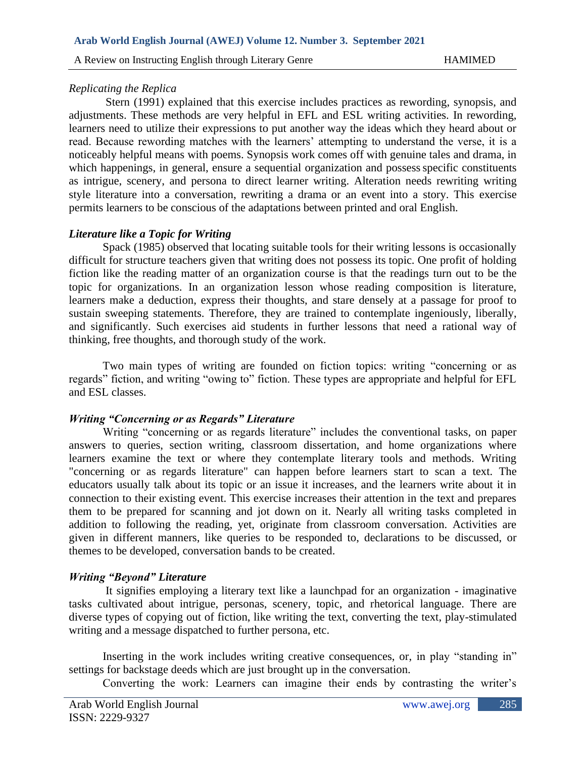*Replicating the Replica*

Stern (1991) explained that this exercise includes practices as rewording, synopsis, and adjustments. These methods are very helpful in EFL and ESL writing activities. In rewording, learners need to utilize their expressions to put another way the ideas which they heard about or read. Because rewording matches with the learners' attempting to understand the verse, it is a noticeably helpful means with poems. Synopsis work comes off with genuine tales and drama, in which happenings, in general, ensure a sequential organization and possess specific constituents as intrigue, scenery, and persona to direct learner writing. Alteration needs rewriting writing style literature into a conversation, rewriting a drama or an event into a story. This exercise permits learners to be conscious of the adaptations between printed and oral English.

***Literature like a Topic for Writing***

Spack (1985) observed that locating suitable tools for their writing lessons is occasionally difficult for structure teachers given that writing does not possess its topic. One profit of holding fiction like the reading matter of an organization course is that the readings turn out to be the topic for organizations. In an organization lesson whose reading composition is literature, learners make a deduction, express their thoughts, and stare densely at a passage for proof to sustain sweeping statements. Therefore, they are trained to contemplate ingeniously, liberally, and significantly. Such exercises aid students in further lessons that need a rational way of thinking, free thoughts, and thorough study of the work.

Two main types of writing are founded on fiction topics: writing "concerning or as regards" fiction, and writing "owing to" fiction. These types are appropriate and helpful for EFL and ESL classes.

***Writing "Concerning or as Regards" Literature***

Writing "concerning or as regards literature" includes the conventional tasks, on paper answers to queries, section writing, classroom dissertation, and home organizations where learners examine the text or where they contemplate literary tools and methods. Writing "concerning or as regards literature" can happen before learners start to scan a text. The educators usually talk about its topic or an issue it increases, and the learners write about it in connection to their existing event. This exercise increases their attention in the text and prepares them to be prepared for scanning and jot down on it. Nearly all writing tasks completed in addition to following the reading, yet, originate from classroom conversation. Activities are given in different manners, like queries to be responded to, declarations to be discussed, or themes to be developed, conversation bands to be created.

***Writing "Beyond" Literature***

It signifies employing a literary text like a launchpad for an organization - imaginative tasks cultivated about intrigue, personas, scenery, topic, and rhetorical language. There are diverse types of copying out of fiction, like writing the text, converting the text, play-stimulated writing and a message dispatched to further persona, etc.

Inserting in the work includes writing creative consequences, or, in play "standing in" settings for backstage deeds which are just brought up in the conversation.

Converting the work: Learners can imagine their ends by contrasting the writer's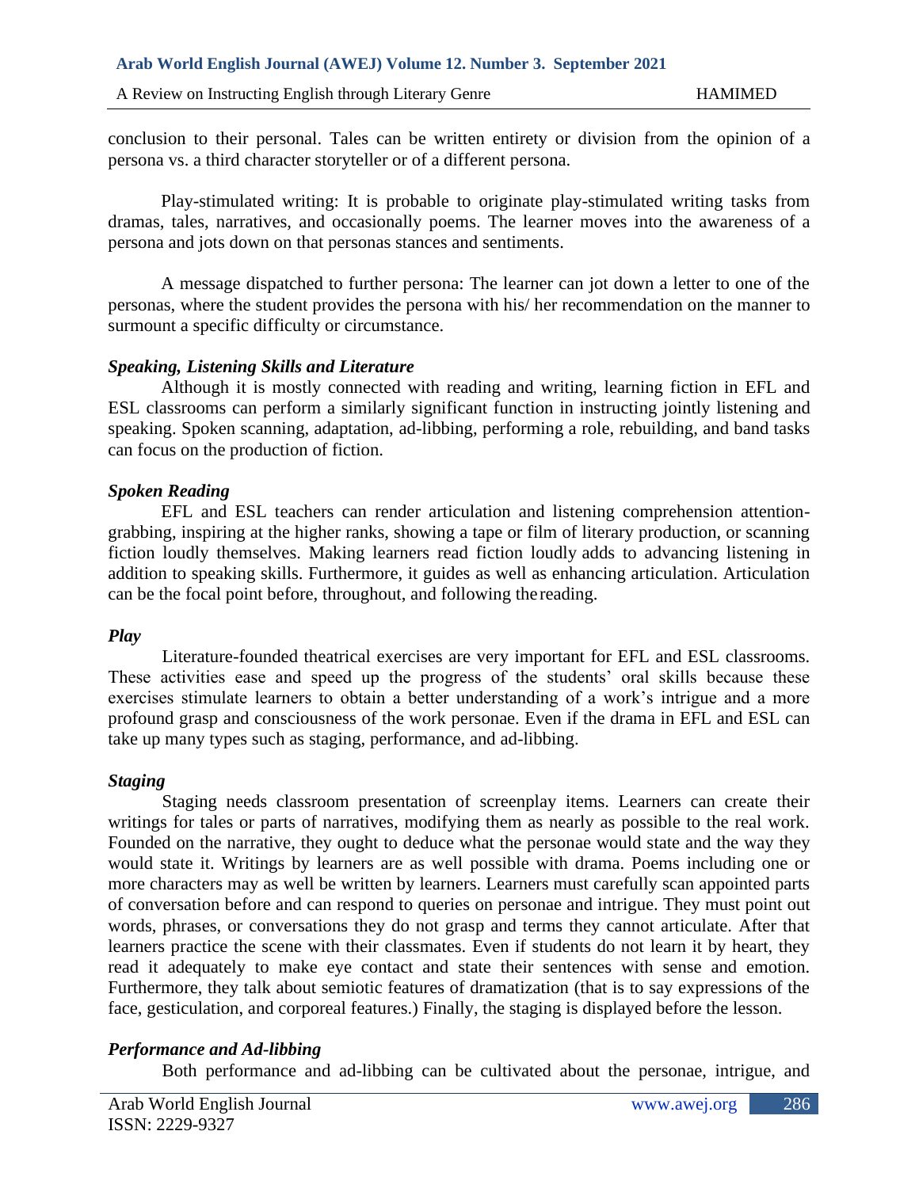conclusion to their personal. Tales can be written entirety or division from the opinion of a persona vs. a third character storyteller or of a different persona.

Play-stimulated writing: It is probable to originate play-stimulated writing tasks from dramas, tales, narratives, and occasionally poems. The learner moves into the awareness of a persona and jots down on that personas stances and sentiments.

A message dispatched to further persona: The learner can jot down a letter to one of the personas, where the student provides the persona with his/ her recommendation on the manner to surmount a specific difficulty or circumstance.

### *Speaking, Listening Skills and Literature*

Although it is mostly connected with reading and writing, learning fiction in EFL and ESL classrooms can perform a similarly significant function in instructing jointly listening and speaking. Spoken scanning, adaptation, ad-libbing, performing a role, rebuilding, and band tasks can focus on the production of fiction.

### *Spoken Reading*

EFL and ESL teachers can render articulation and listening comprehension attention-grabbing, inspiring at the higher ranks, showing a tape or film of literary production, or scanning fiction loudly themselves. Making learners read fiction loudly adds to advancing listening in addition to speaking skills. Furthermore, it guides as well as enhancing articulation. Articulation can be the focal point before, throughout, and following the reading.

### *Play*

Literature-founded theatrical exercises are very important for EFL and ESL classrooms. These activities ease and speed up the progress of the students' oral skills because these exercises stimulate learners to obtain a better understanding of a work's intrigue and a more profound grasp and consciousness of the work personae. Even if the drama in EFL and ESL can take up many types such as staging, performance, and ad-libbing.

### *Staging*

Staging needs classroom presentation of screenplay items. Learners can create their writings for tales or parts of narratives, modifying them as nearly as possible to the real work. Founded on the narrative, they ought to deduce what the personae would state and the way they would state it. Writings by learners are as well possible with drama. Poems including one or more characters may as well be written by learners. Learners must carefully scan appointed parts of conversation before and can respond to queries on personae and intrigue. They must point out words, phrases, or conversations they do not grasp and terms they cannot articulate. After that learners practice the scene with their classmates. Even if students do not learn it by heart, they read it adequately to make eye contact and state their sentences with sense and emotion. Furthermore, they talk about semiotic features of dramatization (that is to say expressions of the face, gesticulation, and corporeal features.) Finally, the staging is displayed before the lesson.

### *Performance and Ad-libbing*

Both performance and ad-libbing can be cultivated about the personae, intrigue, and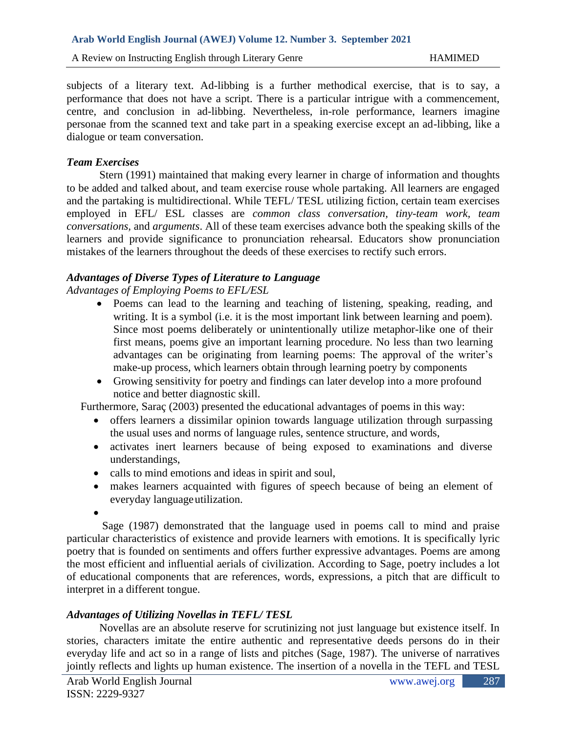subjects of a literary text. Ad-libbing is a further methodical exercise, that is to say, a performance that does not have a script. There is a particular intrigue with a commencement, centre, and conclusion in ad-libbing. Nevertheless, in-role performance, learners imagine personae from the scanned text and take part in a speaking exercise except an ad-libbing, like a dialogue or team conversation.

***Team Exercises***

Stern (1991) maintained that making every learner in charge of information and thoughts to be added and talked about, and team exercise rouse whole partaking. All learners are engaged and the partaking is multidirectional. While TEFL/ TESL utilizing fiction, certain team exercises employed in EFL/ ESL classes are *common class conversation, tiny-team work, team conversations,* and *arguments*. All of these team exercises advance both the speaking skills of the learners and provide significance to pronunciation rehearsal. Educators show pronunciation mistakes of the learners throughout the deeds of these exercises to rectify such errors.

***Advantages of Diverse Types of Literature to Language***

*Advantages of Employing Poems to EFL/ESL*

- Poems can lead to the learning and teaching of listening, speaking, reading, and writing. It is a symbol (i.e. it is the most important link between learning and poem). Since most poems deliberately or unintentionally utilize metaphor-like one of their first means, poems give an important learning procedure. No less than two learning advantages can be originating from learning poems: The approval of the writer's make-up process, which learners obtain through learning poetry by components
- Growing sensitivity for poetry and findings can later develop into a more profound notice and better diagnostic skill.

Furthermore, Saraç (2003) presented the educational advantages of poems in this way:

- offers learners a dissimilar opinion towards language utilization through surpassing the usual uses and norms of language rules, sentence structure, and words,
- activates inert learners because of being exposed to examinations and diverse understandings,
- calls to mind emotions and ideas in spirit and soul,
- makes learners acquainted with figures of speech because of being an element of everyday language utilization.
- 

Sage (1987) demonstrated that the language used in poems call to mind and praise particular characteristics of existence and provide learners with emotions. It is specifically lyric poetry that is founded on sentiments and offers further expressive advantages. Poems are among the most efficient and influential aerials of civilization. According to Sage, poetry includes a lot of educational components that are references, words, expressions, a pitch that are difficult to interpret in a different tongue.

***Advantages of Utilizing Novellas in TEFL/ TESL***

Novellas are an absolute reserve for scrutinizing not just language but existence itself. In stories, characters imitate the entire authentic and representative deeds persons do in their everyday life and act so in a range of lists and pitches (Sage, 1987). The universe of narratives jointly reflects and lights up human existence. The insertion of a novella in the TEFL and TESL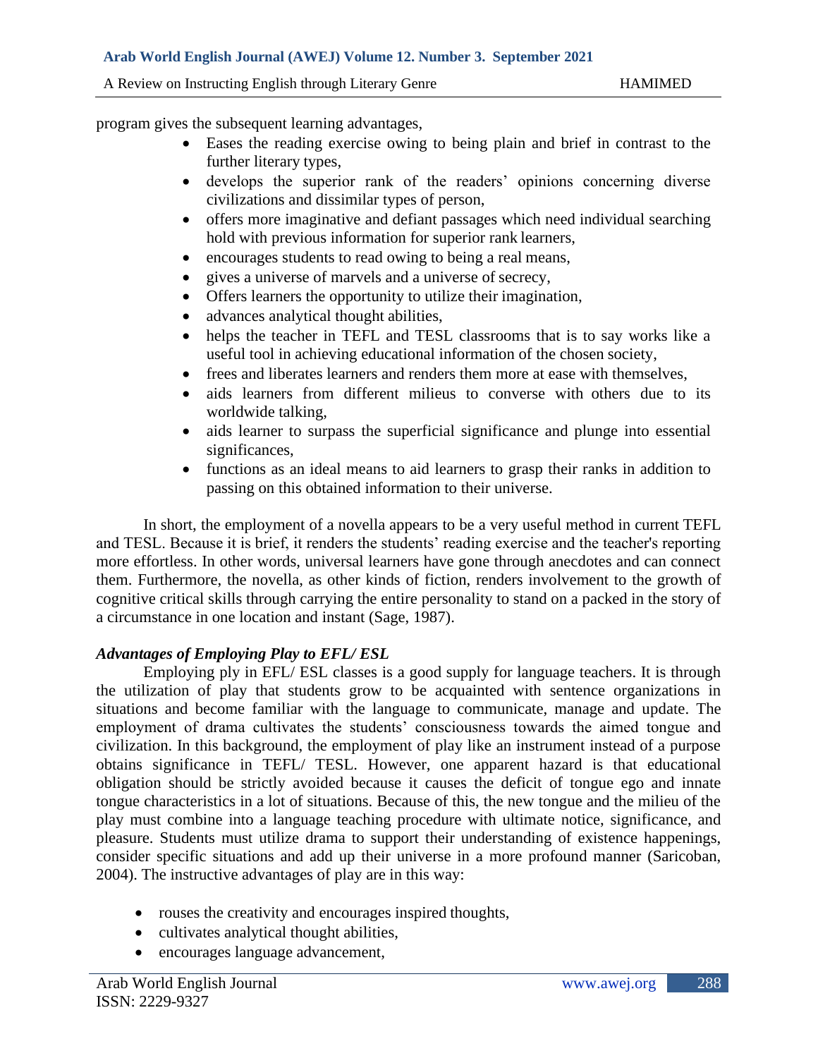program gives the subsequent learning advantages,

- Eases the reading exercise owing to being plain and brief in contrast to the further literary types,
- develops the superior rank of the readers' opinions concerning diverse civilizations and dissimilar types of person,
- offers more imaginative and defiant passages which need individual searching hold with previous information for superior rank learners,
- encourages students to read owing to being a real means,
- gives a universe of marvels and a universe of secrecy,
- Offers learners the opportunity to utilize their imagination,
- advances analytical thought abilities,
- helps the teacher in TEFL and TESL classrooms that is to say works like a useful tool in achieving educational information of the chosen society,
- frees and liberates learners and renders them more at ease with themselves,
- aids learners from different milieus to converse with others due to its worldwide talking,
- aids learner to surpass the superficial significance and plunge into essential significances,
- functions as an ideal means to aid learners to grasp their ranks in addition to passing on this obtained information to their universe.

In short, the employment of a novella appears to be a very useful method in current TEFL and TESL. Because it is brief, it renders the students' reading exercise and the teacher's reporting more effortless. In other words, universal learners have gone through anecdotes and can connect them. Furthermore, the novella, as other kinds of fiction, renders involvement to the growth of cognitive critical skills through carrying the entire personality to stand on a packed in the story of a circumstance in one location and instant (Sage, 1987).

### *Advantages of Employing Play to EFL/ ESL*

Employing ply in EFL/ ESL classes is a good supply for language teachers. It is through the utilization of play that students grow to be acquainted with sentence organizations in situations and become familiar with the language to communicate, manage and update. The employment of drama cultivates the students' consciousness towards the aimed tongue and civilization. In this background, the employment of play like an instrument instead of a purpose obtains significance in TEFL/ TESL. However, one apparent hazard is that educational obligation should be strictly avoided because it causes the deficit of tongue ego and innate tongue characteristics in a lot of situations. Because of this, the new tongue and the milieu of the play must combine into a language teaching procedure with ultimate notice, significance, and pleasure. Students must utilize drama to support their understanding of existence happenings, consider specific situations and add up their universe in a more profound manner (Saricoban, 2004). The instructive advantages of play are in this way:

- rouses the creativity and encourages inspired thoughts,
- cultivates analytical thought abilities,
- encourages language advancement,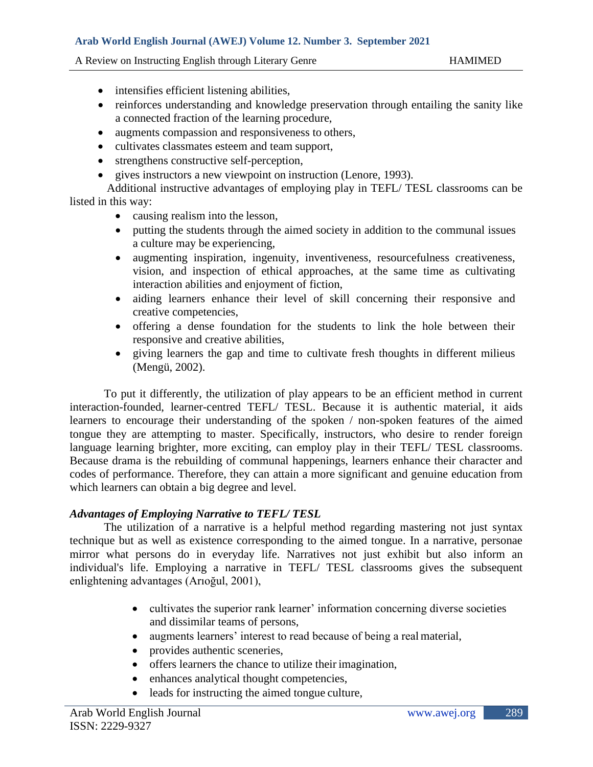- intensifies efficient listening abilities,
- reinforces understanding and knowledge preservation through entailing the sanity like a connected fraction of the learning procedure,
- augments compassion and responsiveness to others,
- cultivates classmates esteem and team support,
- strengthens constructive self-perception,
- gives instructors a new viewpoint on instruction (Lenore, 1993).

Additional instructive advantages of employing play in TEFL/ TESL classrooms can be listed in this way:

- causing realism into the lesson,
- putting the students through the aimed society in addition to the communal issues a culture may be experiencing,
- augmenting inspiration, ingenuity, inventiveness, resourcefulness creativeness, vision, and inspection of ethical approaches, at the same time as cultivating interaction abilities and enjoyment of fiction,
- aiding learners enhance their level of skill concerning their responsive and creative competencies,
- offering a dense foundation for the students to link the hole between their responsive and creative abilities,
- giving learners the gap and time to cultivate fresh thoughts in different milieus (Mengü, 2002).

To put it differently, the utilization of play appears to be an efficient method in current interaction-founded, learner-centred TEFL/ TESL. Because it is authentic material, it aids learners to encourage their understanding of the spoken / non-spoken features of the aimed tongue they are attempting to master. Specifically, instructors, who desire to render foreign language learning brighter, more exciting, can employ play in their TEFL/ TESL classrooms. Because drama is the rebuilding of communal happenings, learners enhance their character and codes of performance. Therefore, they can attain a more significant and genuine education from which learners can obtain a big degree and level.

### *Advantages of Employing Narrative to TEFL/ TESL*

The utilization of a narrative is a helpful method regarding mastering not just syntax technique but as well as existence corresponding to the aimed tongue. In a narrative, personae mirror what persons do in everyday life. Narratives not just exhibit but also inform an individual's life. Employing a narrative in TEFL/ TESL classrooms gives the subsequent enlightening advantages (Arıoğul, 2001),

- cultivates the superior rank learner' information concerning diverse societies and dissimilar teams of persons,
- augments learners' interest to read because of being a real material,
- provides authentic sceneries,
- offers learners the chance to utilize their imagination,
- enhances analytical thought competencies,
- leads for instructing the aimed tongue culture,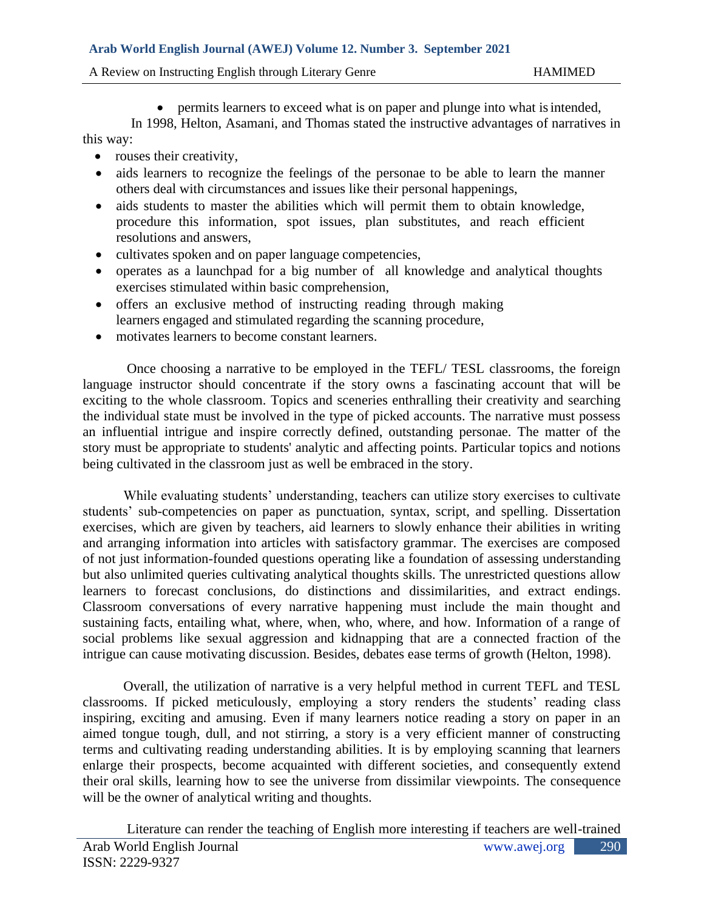- permits learners to exceed what is on paper and plunge into what is intended,

In 1998, Helton, Asamani, and Thomas stated the instructive advantages of narratives in this way:

- rouses their creativity,
- aids learners to recognize the feelings of the personae to be able to learn the manner others deal with circumstances and issues like their personal happenings,
- aids students to master the abilities which will permit them to obtain knowledge, procedure this information, spot issues, plan substitutes, and reach efficient resolutions and answers,
- cultivates spoken and on paper language competencies,
- operates as a launchpad for a big number of all knowledge and analytical thoughts exercises stimulated within basic comprehension,
- offers an exclusive method of instructing reading through making learners engaged and stimulated regarding the scanning procedure,
- motivates learners to become constant learners.

Once choosing a narrative to be employed in the TEFL/ TESL classrooms, the foreign language instructor should concentrate if the story owns a fascinating account that will be exciting to the whole classroom. Topics and sceneries enthralling their creativity and searching the individual state must be involved in the type of picked accounts. The narrative must possess an influential intrigue and inspire correctly defined, outstanding personae. The matter of the story must be appropriate to students' analytic and affecting points. Particular topics and notions being cultivated in the classroom just as well be embraced in the story.

While evaluating students' understanding, teachers can utilize story exercises to cultivate students' sub-competencies on paper as punctuation, syntax, script, and spelling. Dissertation exercises, which are given by teachers, aid learners to slowly enhance their abilities in writing and arranging information into articles with satisfactory grammar. The exercises are composed of not just information-founded questions operating like a foundation of assessing understanding but also unlimited queries cultivating analytical thoughts skills. The unrestricted questions allow learners to forecast conclusions, do distinctions and dissimilarities, and extract endings. Classroom conversations of every narrative happening must include the main thought and sustaining facts, entailing what, where, when, who, where, and how. Information of a range of social problems like sexual aggression and kidnapping that are a connected fraction of the intrigue can cause motivating discussion. Besides, debates ease terms of growth (Helton, 1998).

Overall, the utilization of narrative is a very helpful method in current TEFL and TESL classrooms. If picked meticulously, employing a story renders the students' reading class inspiring, exciting and amusing. Even if many learners notice reading a story on paper in an aimed tongue tough, dull, and not stirring, a story is a very efficient manner of constructing terms and cultivating reading understanding abilities. It is by employing scanning that learners enlarge their prospects, become acquainted with different societies, and consequently extend their oral skills, learning how to see the universe from dissimilar viewpoints. The consequence will be the owner of analytical writing and thoughts.

Literature can render the teaching of English more interesting if teachers are well-trained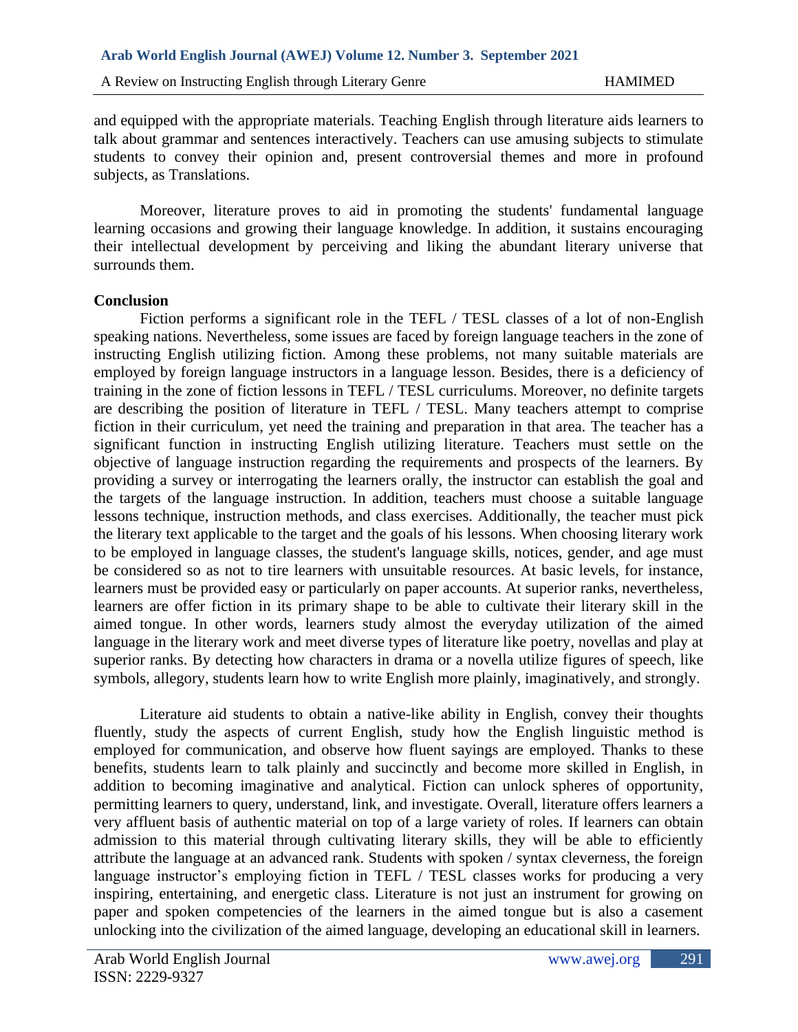and equipped with the appropriate materials. Teaching English through literature aids learners to talk about grammar and sentences interactively. Teachers can use amusing subjects to stimulate students to convey their opinion and, present controversial themes and more in profound subjects, as Translations.

Moreover, literature proves to aid in promoting the students' fundamental language learning occasions and growing their language knowledge. In addition, it sustains encouraging their intellectual development by perceiving and liking the abundant literary universe that surrounds them.

**Conclusion**

Fiction performs a significant role in the TEFL / TESL classes of a lot of non-English speaking nations. Nevertheless, some issues are faced by foreign language teachers in the zone of instructing English utilizing fiction. Among these problems, not many suitable materials are employed by foreign language instructors in a language lesson. Besides, there is a deficiency of training in the zone of fiction lessons in TEFL / TESL curriculums. Moreover, no definite targets are describing the position of literature in TEFL / TESL. Many teachers attempt to comprise fiction in their curriculum, yet need the training and preparation in that area. The teacher has a significant function in instructing English utilizing literature. Teachers must settle on the objective of language instruction regarding the requirements and prospects of the learners. By providing a survey or interrogating the learners orally, the instructor can establish the goal and the targets of the language instruction. In addition, teachers must choose a suitable language lessons technique, instruction methods, and class exercises. Additionally, the teacher must pick the literary text applicable to the target and the goals of his lessons. When choosing literary work to be employed in language classes, the student's language skills, notices, gender, and age must be considered so as not to tire learners with unsuitable resources. At basic levels, for instance, learners must be provided easy or particularly on paper accounts. At superior ranks, nevertheless, learners are offer fiction in its primary shape to be able to cultivate their literary skill in the aimed tongue. In other words, learners study almost the everyday utilization of the aimed language in the literary work and meet diverse types of literature like poetry, novellas and play at superior ranks. By detecting how characters in drama or a novella utilize figures of speech, like symbols, allegory, students learn how to write English more plainly, imaginatively, and strongly.

Literature aid students to obtain a native-like ability in English, convey their thoughts fluently, study the aspects of current English, study how the English linguistic method is employed for communication, and observe how fluent sayings are employed. Thanks to these benefits, students learn to talk plainly and succinctly and become more skilled in English, in addition to becoming imaginative and analytical. Fiction can unlock spheres of opportunity, permitting learners to query, understand, link, and investigate. Overall, literature offers learners a very affluent basis of authentic material on top of a large variety of roles. If learners can obtain admission to this material through cultivating literary skills, they will be able to efficiently attribute the language at an advanced rank. Students with spoken / syntax cleverness, the foreign language instructor's employing fiction in TEFL / TESL classes works for producing a very inspiring, entertaining, and energetic class. Literature is not just an instrument for growing on paper and spoken competencies of the learners in the aimed tongue but is also a casement unlocking into the civilization of the aimed language, developing an educational skill in learners.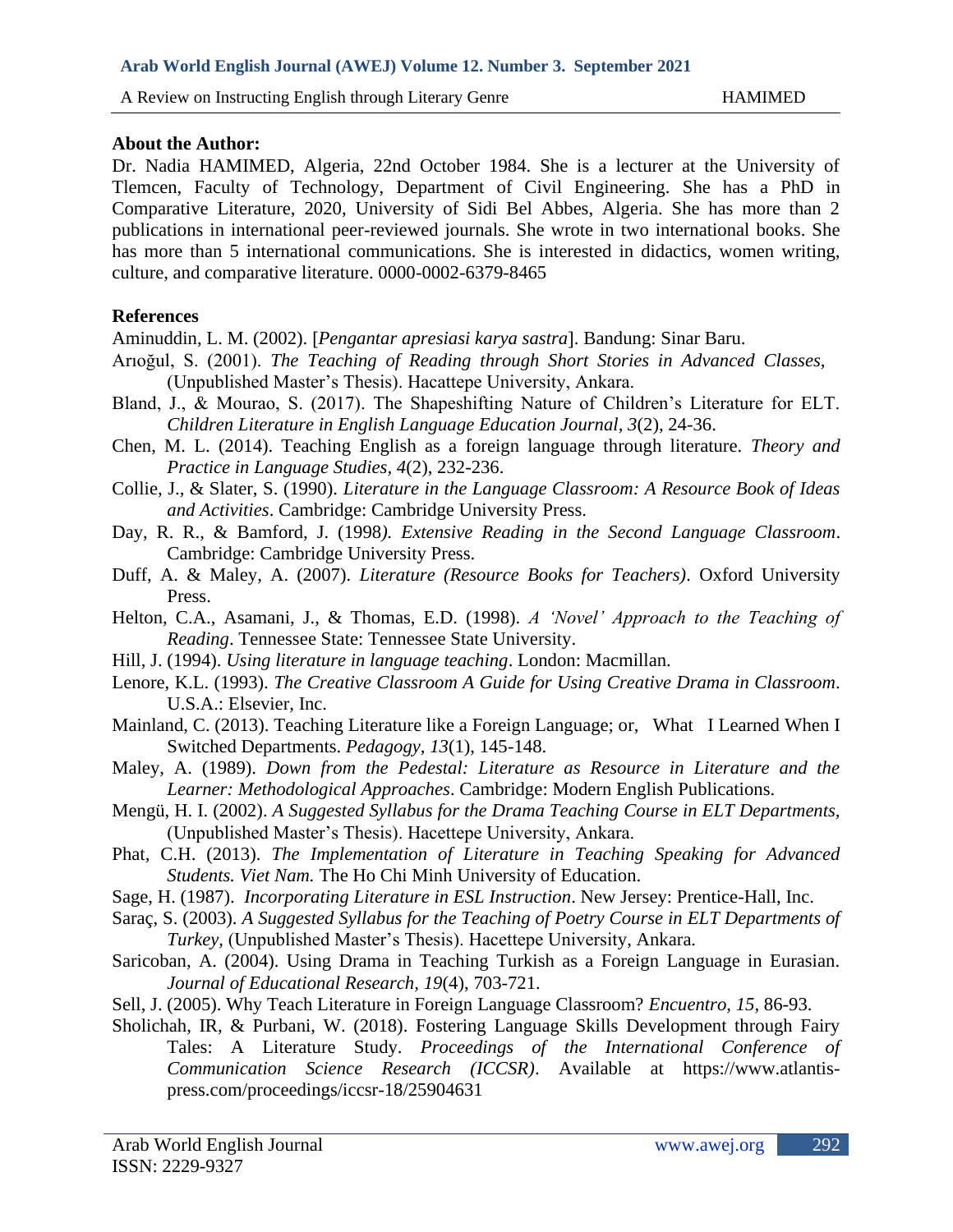**About the Author:**

Dr. Nadia HAMIMED, Algeria, 22nd October 1984. She is a lecturer at the University of Tlemcen, Faculty of Technology, Department of Civil Engineering. She has a PhD in Comparative Literature, 2020, University of Sidi Bel Abbes, Algeria. She has more than 2 publications in international peer-reviewed journals. She wrote in two international books. She has more than 5 international communications. She is interested in didactics, women writing, culture, and comparative literature. 0000-0002-6379-8465

**References**

Aminuddin, L. M. (2002). [*Pengantar apresiasi karya sastra*]. Bandung: Sinar Baru.

Arıoğul, S. (2001). *The Teaching of Reading through Short Stories in Advanced Classes*, (Unpublished Master's Thesis). Hacattepe University, Ankara.

Bland, J., & Mourao, S. (2017). The Shapeshifting Nature of Children's Literature for ELT. *Children Literature in English Language Education Journal, 3*(2), 24-36.

Chen, M. L. (2014). Teaching English as a foreign language through literature. *Theory and Practice in Language Studies, 4*(2), 232-236.

Collie, J., & Slater, S. (1990). *Literature in the Language Classroom: A Resource Book of Ideas and Activities*. Cambridge: Cambridge University Press.

Day, R. R., & Bamford, J. (1998*). Extensive Reading in the Second Language Classroom*. Cambridge: Cambridge University Press.

Duff, A. & Maley, A. (2007). *Literature (Resource Books for Teachers)*. Oxford University Press.

Helton, C.A., Asamani, J., & Thomas, E.D. (1998). *A 'Novel' Approach to the Teaching of Reading*. Tennessee State: Tennessee State University.

Hill, J. (1994). *Using literature in language teaching*. London: Macmillan.

Lenore, K.L. (1993). *The Creative Classroom A Guide for Using Creative Drama in Classroom*. U.S.A.: Elsevier, Inc.

Mainland, C. (2013). Teaching Literature like a Foreign Language; or, What I Learned When I Switched Departments. *Pedagogy, 13*(1), 145-148.

Maley, A. (1989). *Down from the Pedestal: Literature as Resource in Literature and the Learner: Methodological Approaches*. Cambridge: Modern English Publications.

Mengü, H. I. (2002). *A Suggested Syllabus for the Drama Teaching Course in ELT Departments*, (Unpublished Master's Thesis). Hacettepe University, Ankara.

Phat, C.H. (2013). *The Implementation of Literature in Teaching Speaking for Advanced Students. Viet Nam.* The Ho Chi Minh University of Education.

Sage, H. (1987). *Incorporating Literature in ESL Instruction*. New Jersey: Prentice-Hall, Inc.

Saraç, S. (2003). *A Suggested Syllabus for the Teaching of Poetry Course in ELT Departments of Turkey*, (Unpublished Master's Thesis). Hacettepe University, Ankara.

Saricoban, A. (2004). Using Drama in Teaching Turkish as a Foreign Language in Eurasian. *Journal of Educational Research, 19*(4), 703-721.

Sell, J. (2005). Why Teach Literature in Foreign Language Classroom? *Encuentro, 15*, 86-93.

Sholichah, IR, & Purbani, W. (2018). Fostering Language Skills Development through Fairy Tales: A Literature Study. *Proceedings of the International Conference of Communication Science Research (ICCSR)*. Available at https://www.atlantis-press.com/proceedings/iccsr-18/25904631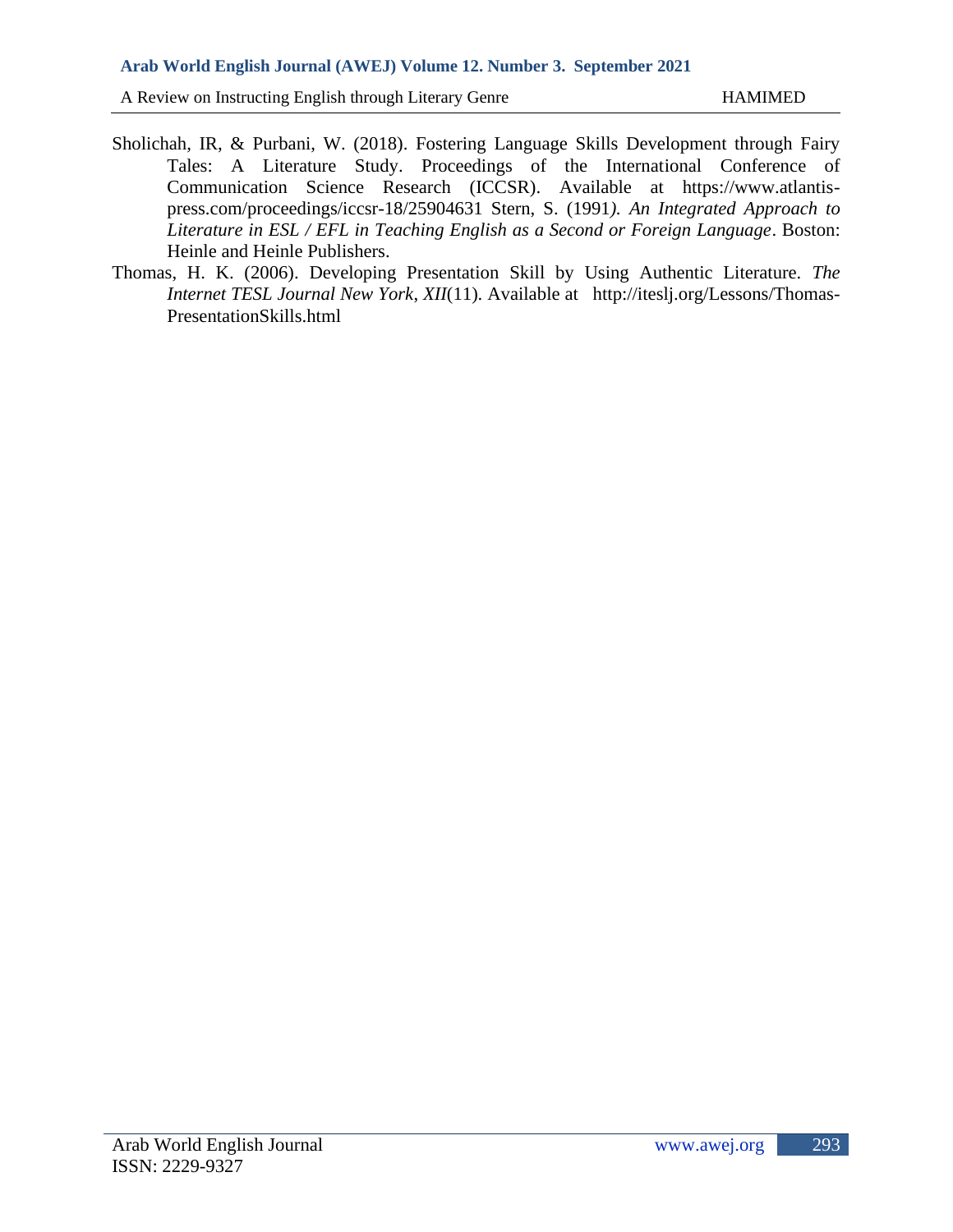Sholichah, IR, & Purbani, W. (2018). Fostering Language Skills Development through Fairy Tales: A Literature Study. Proceedings of the International Conference of Communication Science Research (ICCSR). Available at https://www.atlantis-press.com/proceedings/iccsr-18/25904631 Stern, S. (1991*). An Integrated Approach to Literature in ESL / EFL in Teaching English as a Second or Foreign Language*. Boston: Heinle and Heinle Publishers.

Thomas, H. K. (2006). Developing Presentation Skill by Using Authentic Literature. *The Internet TESL Journal New York*, *XII*(11). Available at http://iteslj.org/Lessons/Thomas-PresentationSkills.html